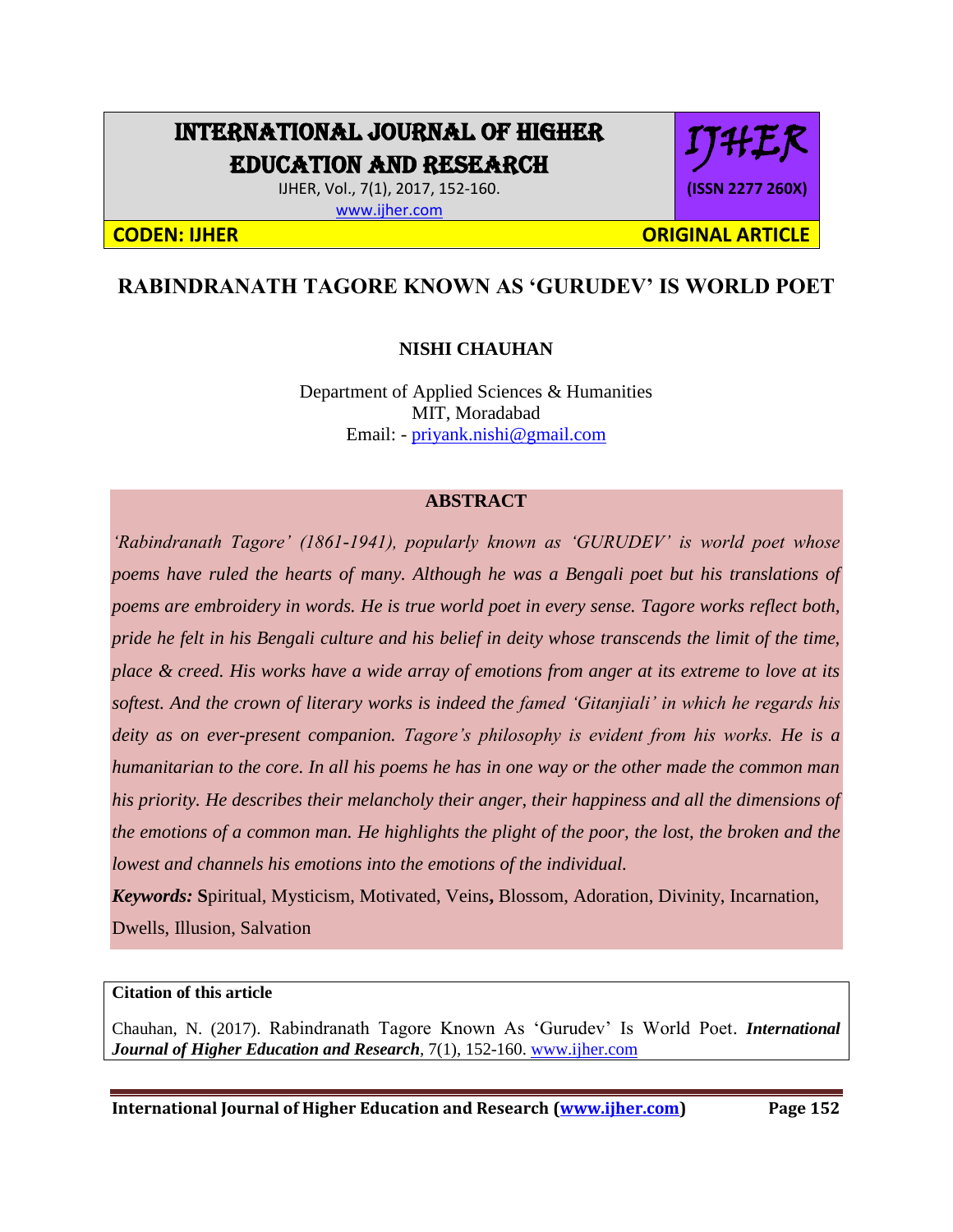# INTERNATIONAL JOURNAL OF HIGHER EDUCATION AND RESEARCH

IJHER, Vol., 7(1), 2017, 152-160.
www.ijher.com

IJHER **(ISSN 2277 260X)**

**CODEN: IJHER** **ORIGINAL ARTICLE**

## RABINDRANATH TAGORE KNOWN AS 'GURUDEV' IS WORLD POET

**NISHI CHAUHAN**

Department of Applied Sciences & Humanities
MIT, Moradabad
Email: - priyank.nishi@gmail.com

### ABSTRACT

*'Rabindranath Tagore' (1861-1941), popularly known as 'GURUDEV' is world poet whose poems have ruled the hearts of many. Although he was a Bengali poet but his translations of poems are embroidery in words. He is true world poet in every sense. Tagore works reflect both, pride he felt in his Bengali culture and his belief in deity whose transcends the limit of the time, place & creed. His works have a wide array of emotions from anger at its extreme to love at its softest. And the crown of literary works is indeed the famed 'Gitanjiali' in which he regards his deity as on ever-present companion. Tagore's philosophy is evident from his works. He is a humanitarian to the core. In all his poems he has in one way or the other made the common man his priority. He describes their melancholy their anger, their happiness and all the dimensions of the emotions of a common man. He highlights the plight of the poor, the lost, the broken and the lowest and channels his emotions into the emotions of the individual.*

***Keywords:*** **S**piritual, Mysticism, Motivated, Veins**,** Blossom, Adoration, Divinity, Incarnation, Dwells, Illusion, Salvation

**Citation of this article**

Chauhan, N. (2017). Rabindranath Tagore Known As 'Gurudev' Is World Poet. ***International Journal of Higher Education and Research***, 7(1), 152-160. www.ijher.com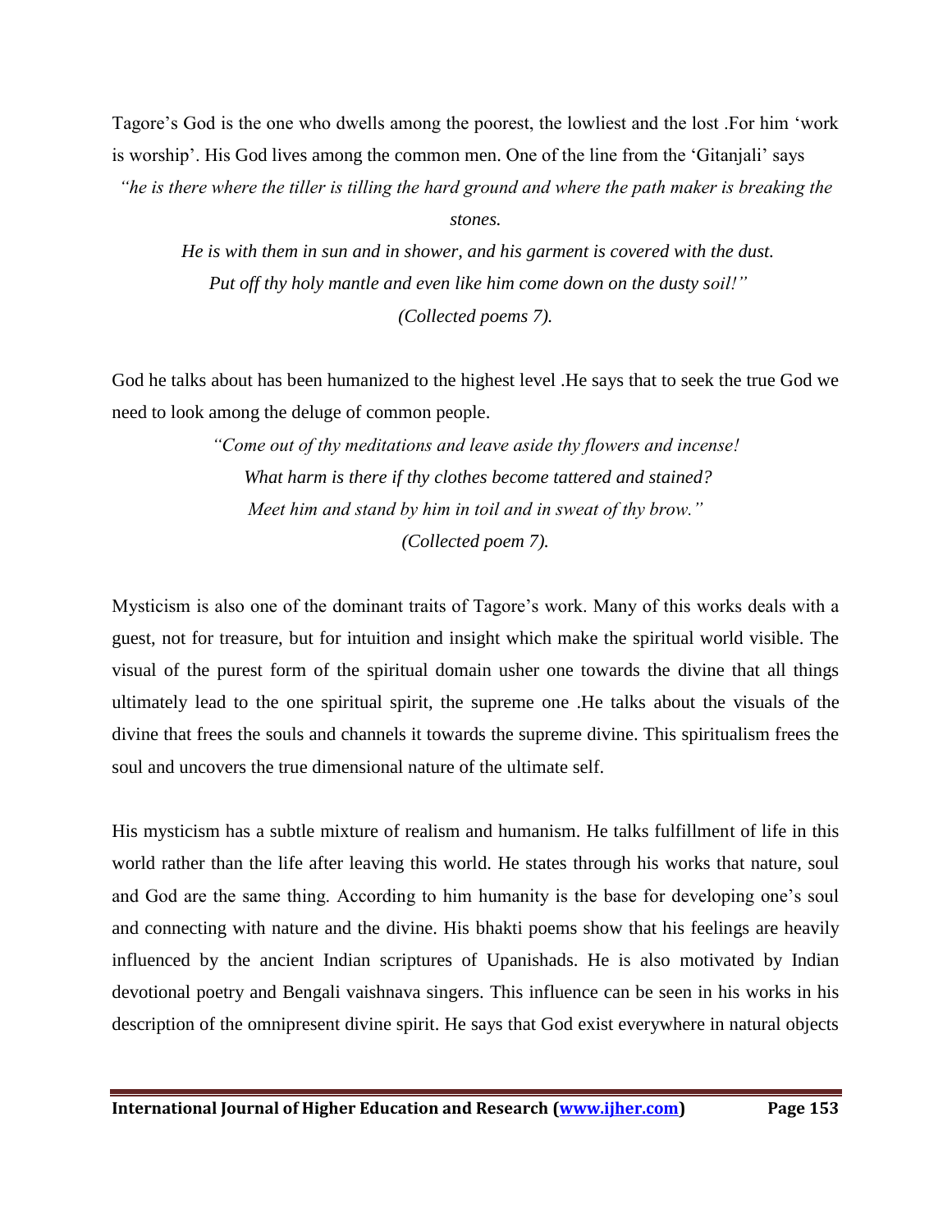Tagore's God is the one who dwells among the poorest, the lowliest and the lost .For him 'work is worship'. His God lives among the common men. One of the line from the 'Gitanjali' says

*"he is there where the tiller is tilling the hard ground and where the path maker is breaking the stones.*
*He is with them in sun and in shower, and his garment is covered with the dust.*
*Put off thy holy mantle and even like him come down on the dusty soil!"*
*(Collected poems 7).*

God he talks about has been humanized to the highest level .He says that to seek the true God we need to look among the deluge of common people.

*"Come out of thy meditations and leave aside thy flowers and incense!*
*What harm is there if thy clothes become tattered and stained?*
*Meet him and stand by him in toil and in sweat of thy brow."*
*(Collected poem 7).*

Mysticism is also one of the dominant traits of Tagore's work. Many of this works deals with a guest, not for treasure, but for intuition and insight which make the spiritual world visible. The visual of the purest form of the spiritual domain usher one towards the divine that all things ultimately lead to the one spiritual spirit, the supreme one .He talks about the visuals of the divine that frees the souls and channels it towards the supreme divine. This spiritualism frees the soul and uncovers the true dimensional nature of the ultimate self.

His mysticism has a subtle mixture of realism and humanism. He talks fulfillment of life in this world rather than the life after leaving this world. He states through his works that nature, soul and God are the same thing. According to him humanity is the base for developing one's soul and connecting with nature and the divine. His bhakti poems show that his feelings are heavily influenced by the ancient Indian scriptures of Upanishads. He is also motivated by Indian devotional poetry and Bengali vaishnava singers. This influence can be seen in his works in his description of the omnipresent divine spirit. He says that God exist everywhere in natural objects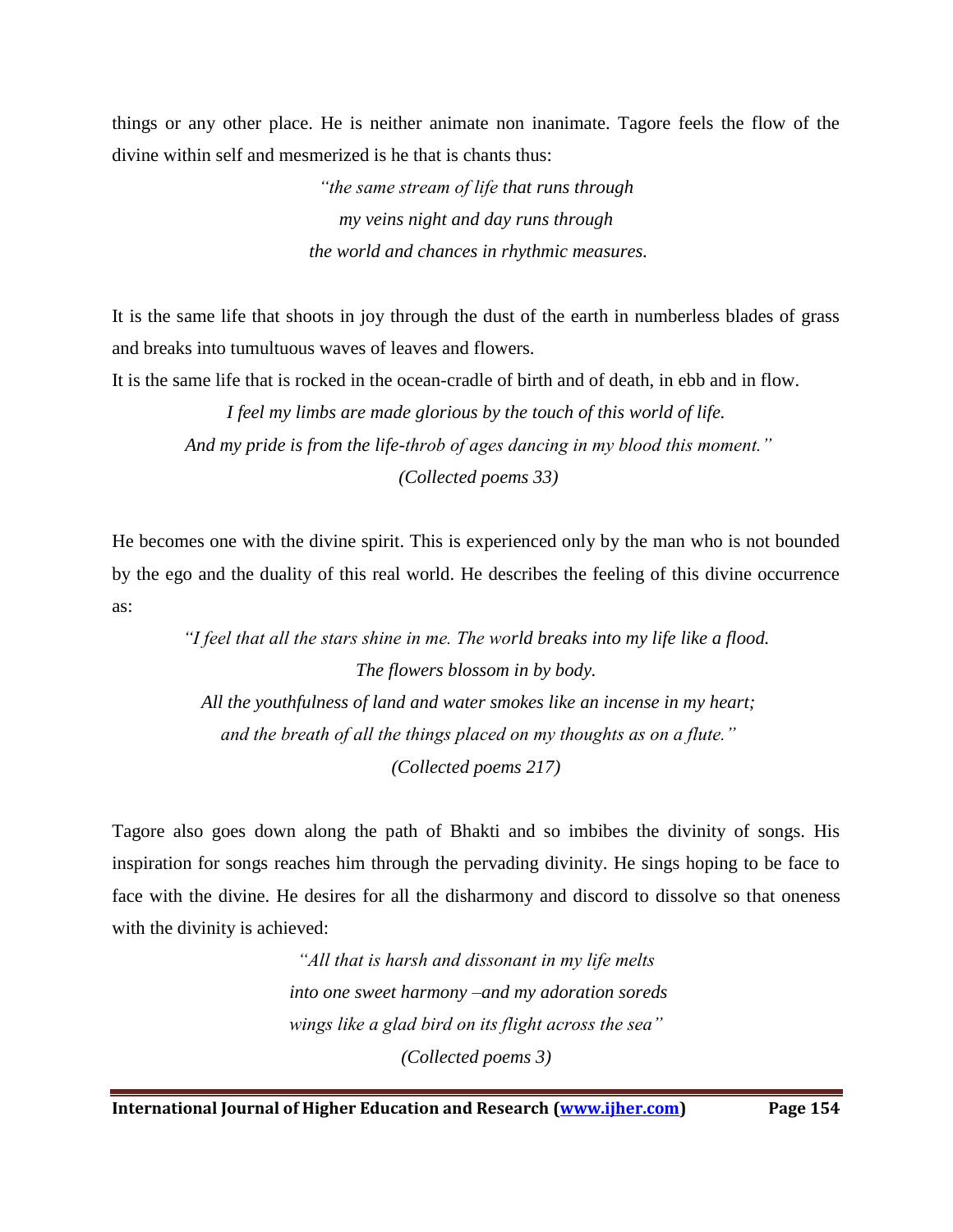things or any other place. He is neither animate non inanimate. Tagore feels the flow of the divine within self and mesmerized is he that is chants thus:

> *"the same stream of life that runs through*
> *my veins night and day runs through*
> *the world and chances in rhythmic measures.*

It is the same life that shoots in joy through the dust of the earth in numberless blades of grass and breaks into tumultuous waves of leaves and flowers.

It is the same life that is rocked in the ocean-cradle of birth and of death, in ebb and in flow.

> *I feel my limbs are made glorious by the touch of this world of life.*
> *And my pride is from the life-throb of ages dancing in my blood this moment."*
> *(Collected poems 33)*

He becomes one with the divine spirit. This is experienced only by the man who is not bounded by the ego and the duality of this real world. He describes the feeling of this divine occurrence as:

> *"I feel that all the stars shine in me. The world breaks into my life like a flood.*
> *The flowers blossom in by body.*
> *All the youthfulness of land and water smokes like an incense in my heart;*
> *and the breath of all the things placed on my thoughts as on a flute."*
> *(Collected poems 217)*

Tagore also goes down along the path of Bhakti and so imbibes the divinity of songs. His inspiration for songs reaches him through the pervading divinity. He sings hoping to be face to face with the divine. He desires for all the disharmony and discord to dissolve so that oneness with the divinity is achieved:

> *"All that is harsh and dissonant in my life melts*
> *into one sweet harmony –and my adoration soreds*
> *wings like a glad bird on its flight across the sea"*
> *(Collected poems 3)*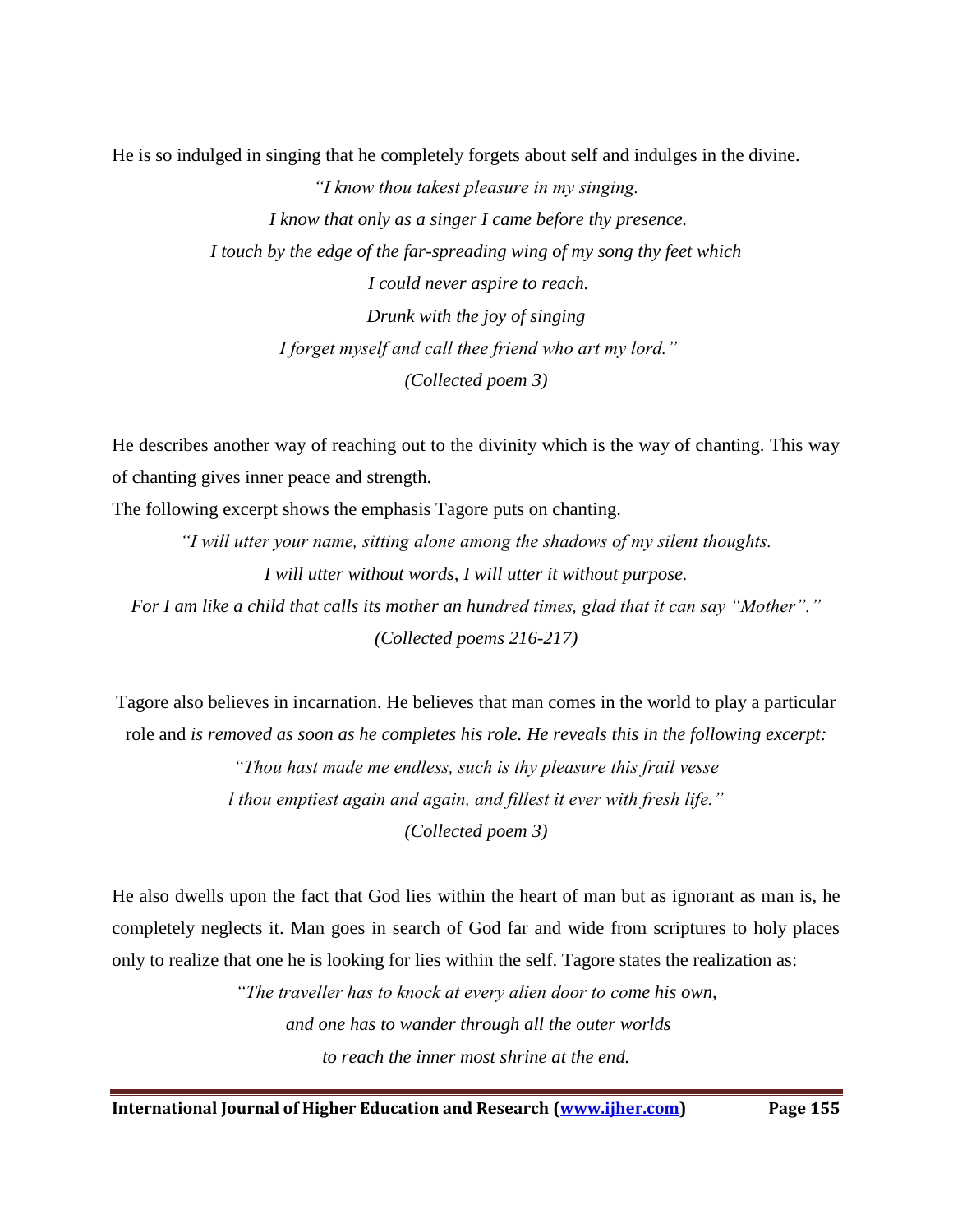He is so indulged in singing that he completely forgets about self and indulges in the divine.

*"I know thou takest pleasure in my singing.*  
*I know that only as a singer I came before thy presence.*  
*I touch by the edge of the far-spreading wing of my song thy feet which*  
*I could never aspire to reach.*  
*Drunk with the joy of singing*  
*I forget myself and call thee friend who art my lord."*  
*(Collected poem 3)*

He describes another way of reaching out to the divinity which is the way of chanting. This way of chanting gives inner peace and strength.

The following excerpt shows the emphasis Tagore puts on chanting.

*"I will utter your name, sitting alone among the shadows of my silent thoughts.*  
*I will utter without words, I will utter it without purpose.*  
*For I am like a child that calls its mother an hundred times, glad that it can say "Mother"."*  
*(Collected poems 216-217)*

Tagore also believes in incarnation. He believes that man comes in the world to play a particular role and *is removed as soon as he completes his role. He reveals this in the following excerpt:*

*"Thou hast made me endless, such is thy pleasure this frail vesse*  
*l thou emptiest again and again, and fillest it ever with fresh life."*  
*(Collected poem 3)*

He also dwells upon the fact that God lies within the heart of man but as ignorant as man is, he completely neglects it. Man goes in search of God far and wide from scriptures to holy places only to realize that one he is looking for lies within the self. Tagore states the realization as:

*"The traveller has to knock at every alien door to come his own,*  
*and one has to wander through all the outer worlds*  
*to reach the inner most shrine at the end.*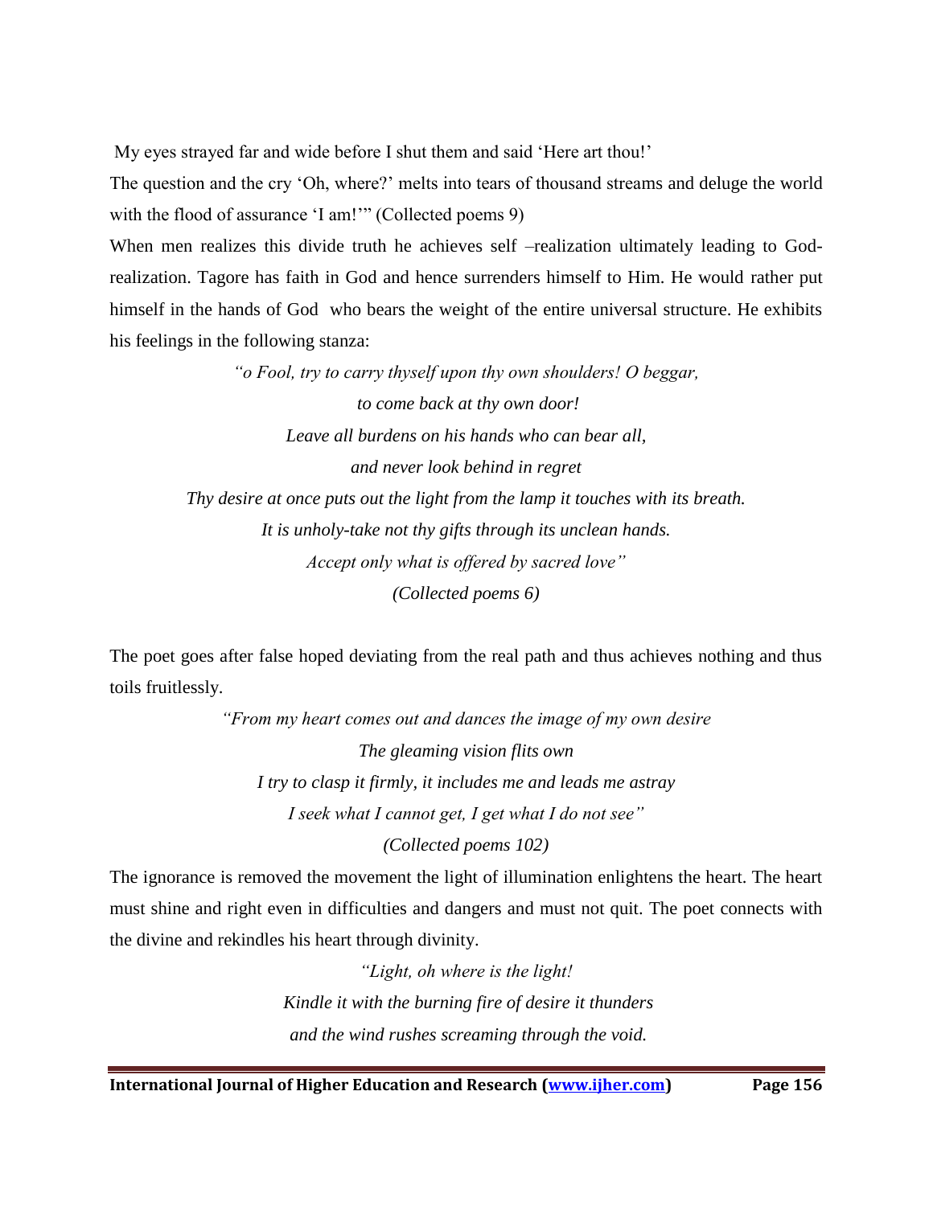My eyes strayed far and wide before I shut them and said 'Here art thou!'

The question and the cry 'Oh, where?' melts into tears of thousand streams and deluge the world with the flood of assurance 'I am!'" (Collected poems 9)

When men realizes this divide truth he achieves self –realization ultimately leading to God-realization. Tagore has faith in God and hence surrenders himself to Him. He would rather put himself in the hands of God who bears the weight of the entire universal structure. He exhibits his feelings in the following stanza:

*"o Fool, try to carry thyself upon thy own shoulders! O beggar,*
*to come back at thy own door!*
*Leave all burdens on his hands who can bear all,*
*and never look behind in regret*
*Thy desire at once puts out the light from the lamp it touches with its breath.*
*It is unholy-take not thy gifts through its unclean hands.*
*Accept only what is offered by sacred love"*
*(Collected poems 6)*

The poet goes after false hoped deviating from the real path and thus achieves nothing and thus toils fruitlessly.

*"From my heart comes out and dances the image of my own desire*
*The gleaming vision flits own*
*I try to clasp it firmly, it includes me and leads me astray*
*I seek what I cannot get, I get what I do not see"*
*(Collected poems 102)*

The ignorance is removed the movement the light of illumination enlightens the heart. The heart must shine and right even in difficulties and dangers and must not quit. The poet connects with the divine and rekindles his heart through divinity.

*"Light, oh where is the light!*
*Kindle it with the burning fire of desire it thunders*
*and the wind rushes screaming through the void.*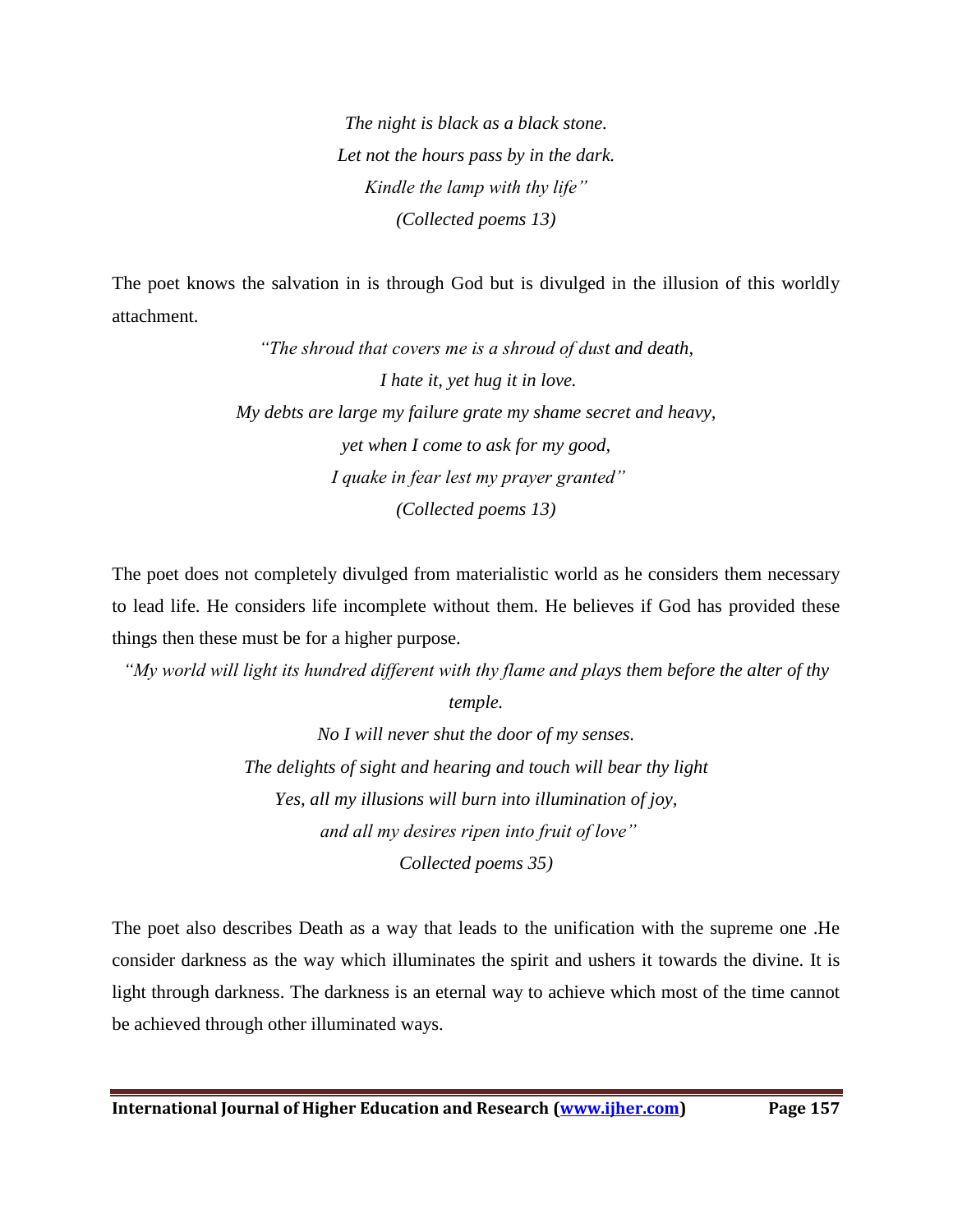*The night is black as a black stone.*
*Let not the hours pass by in the dark.*
*Kindle the lamp with thy life"*
*(Collected poems 13)*

The poet knows the salvation in is through God but is divulged in the illusion of this worldly attachment.

*"The shroud that covers me is a shroud of dust and death,*
*I hate it, yet hug it in love.*
*My debts are large my failure grate my shame secret and heavy,*
*yet when I come to ask for my good,*
*I quake in fear lest my prayer granted"*
*(Collected poems 13)*

The poet does not completely divulged from materialistic world as he considers them necessary to lead life. He considers life incomplete without them. He believes if God has provided these things then these must be for a higher purpose.

*"My world will light its hundred different with thy flame and plays them before the alter of thy temple.*
*No I will never shut the door of my senses.*
*The delights of sight and hearing and touch will bear thy light*
*Yes, all my illusions will burn into illumination of joy,*
*and all my desires ripen into fruit of love"*
*Collected poems 35)*

The poet also describes Death as a way that leads to the unification with the supreme one .He consider darkness as the way which illuminates the spirit and ushers it towards the divine. It is light through darkness. The darkness is an eternal way to achieve which most of the time cannot be achieved through other illuminated ways.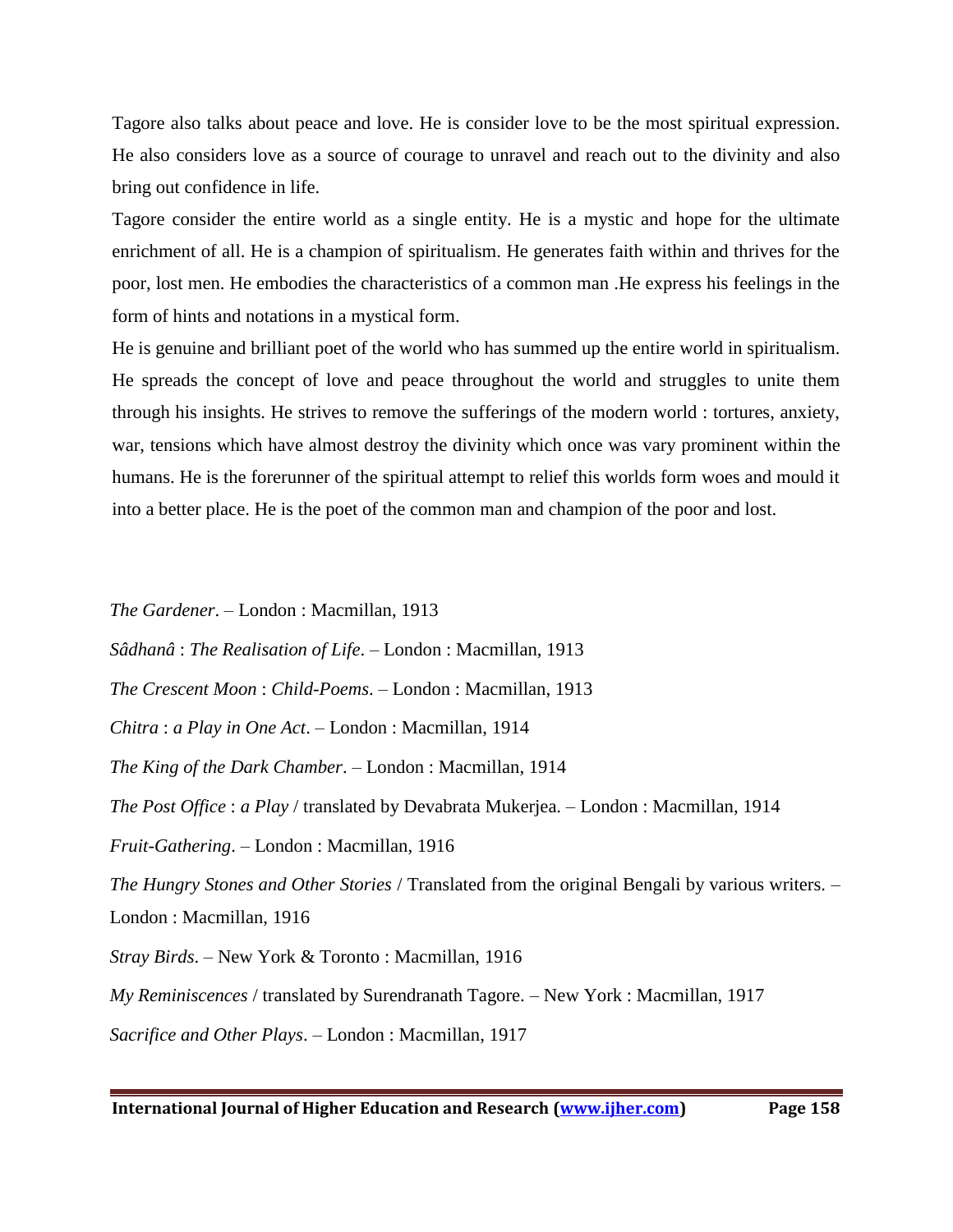Tagore also talks about peace and love. He is consider love to be the most spiritual expression. He also considers love as a source of courage to unravel and reach out to the divinity and also bring out confidence in life.

Tagore consider the entire world as a single entity. He is a mystic and hope for the ultimate enrichment of all. He is a champion of spiritualism. He generates faith within and thrives for the poor, lost men. He embodies the characteristics of a common man .He express his feelings in the form of hints and notations in a mystical form.

He is genuine and brilliant poet of the world who has summed up the entire world in spiritualism. He spreads the concept of love and peace throughout the world and struggles to unite them through his insights. He strives to remove the sufferings of the modern world : tortures, anxiety, war, tensions which have almost destroy the divinity which once was vary prominent within the humans. He is the forerunner of the spiritual attempt to relief this worlds form woes and mould it into a better place. He is the poet of the common man and champion of the poor and lost.

*The Gardener*. – London : Macmillan, 1913

*Sâdhanâ* : *The Realisation of Life*. – London : Macmillan, 1913

*The Crescent Moon* : *Child-Poems*. – London : Macmillan, 1913

*Chitra* : *a Play in One Act*. – London : Macmillan, 1914

*The King of the Dark Chamber*. – London : Macmillan, 1914

*The Post Office* : *a Play* / translated by Devabrata Mukerjea. – London : Macmillan, 1914

*Fruit-Gathering*. – London : Macmillan, 1916

*The Hungry Stones and Other Stories* / Translated from the original Bengali by various writers. – London : Macmillan, 1916

*Stray Birds*. – New York & Toronto : Macmillan, 1916

*My Reminiscences* / translated by Surendranath Tagore. – New York : Macmillan, 1917

*Sacrifice and Other Plays*. – London : Macmillan, 1917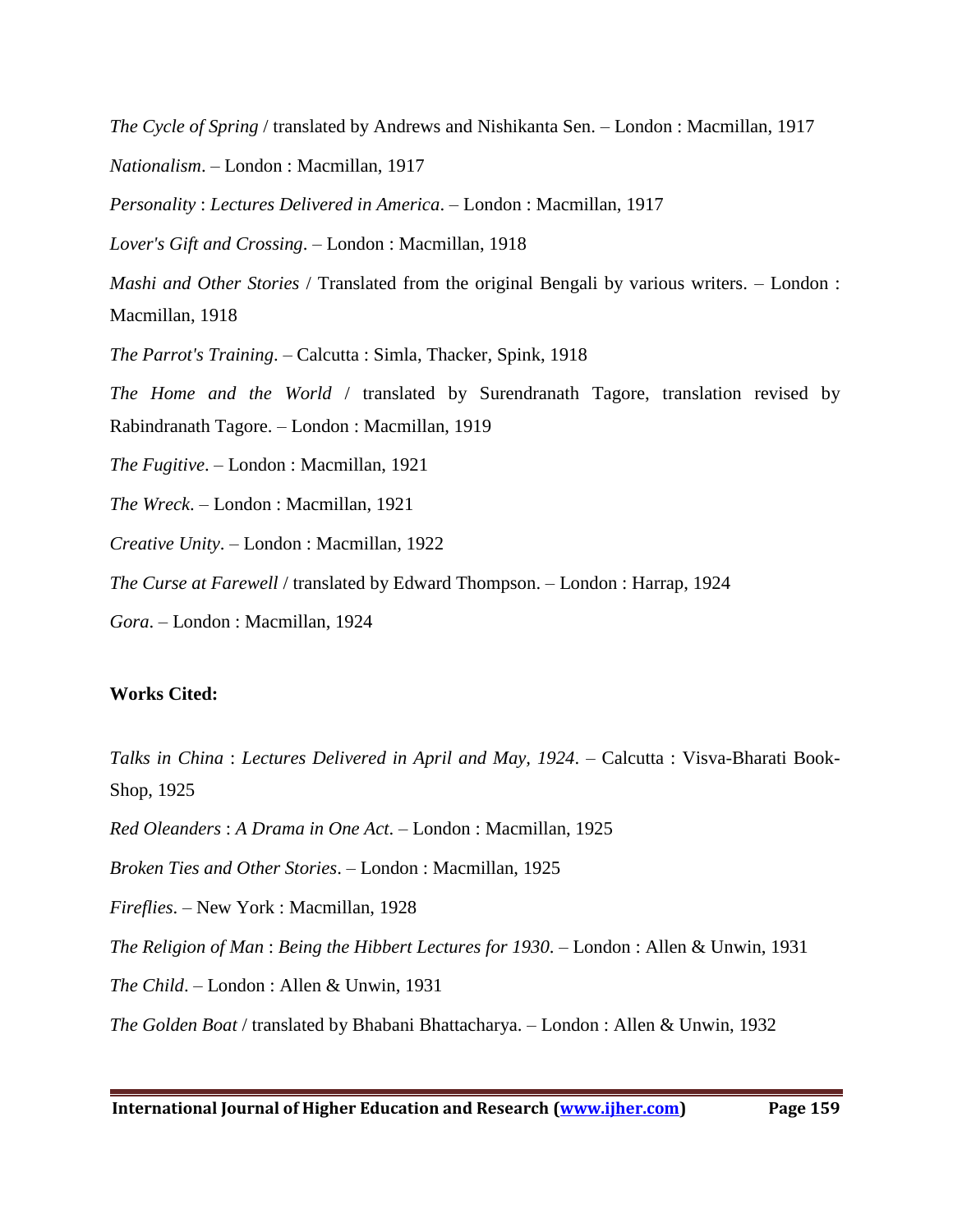*The Cycle of Spring* / translated by Andrews and Nishikanta Sen. – London : Macmillan, 1917

*Nationalism*. – London : Macmillan, 1917

*Personality* : *Lectures Delivered in America*. – London : Macmillan, 1917

*Lover's Gift and Crossing*. – London : Macmillan, 1918

*Mashi and Other Stories* / Translated from the original Bengali by various writers. – London : Macmillan, 1918

*The Parrot's Training*. – Calcutta : Simla, Thacker, Spink, 1918

*The Home and the World* / translated by Surendranath Tagore, translation revised by Rabindranath Tagore. – London : Macmillan, 1919

*The Fugitive*. – London : Macmillan, 1921

*The Wreck*. – London : Macmillan, 1921

*Creative Unity*. – London : Macmillan, 1922

*The Curse at Farewell* / translated by Edward Thompson. – London : Harrap, 1924

*Gora*. – London : Macmillan, 1924

**Works Cited:**

*Talks in China* : *Lectures Delivered in April and May, 1924*. – Calcutta : Visva-Bharati Book-Shop, 1925

*Red Oleanders* : *A Drama in One Act*. – London : Macmillan, 1925

*Broken Ties and Other Stories*. – London : Macmillan, 1925

*Fireflies*. – New York : Macmillan, 1928

*The Religion of Man* : *Being the Hibbert Lectures for 1930*. – London : Allen & Unwin, 1931

*The Child*. – London : Allen & Unwin, 1931

*The Golden Boat* / translated by Bhabani Bhattacharya. – London : Allen & Unwin, 1932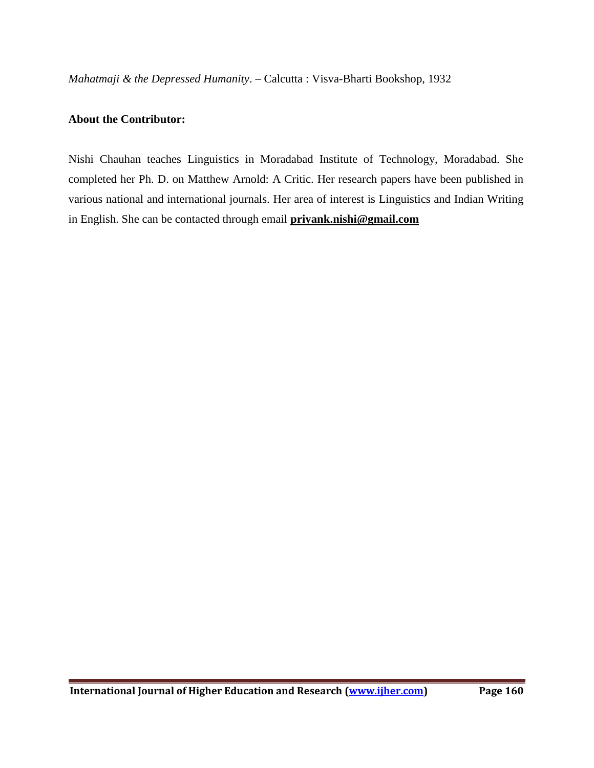*Mahatmaji & the Depressed Humanity*. – Calcutta : Visva-Bharti Bookshop, 1932

**About the Contributor:**

Nishi Chauhan teaches Linguistics in Moradabad Institute of Technology, Moradabad. She completed her Ph. D. on Matthew Arnold: A Critic. Her research papers have been published in various national and international journals. Her area of interest is Linguistics and Indian Writing in English. She can be contacted through email **priyank.nishi@gmail.com**